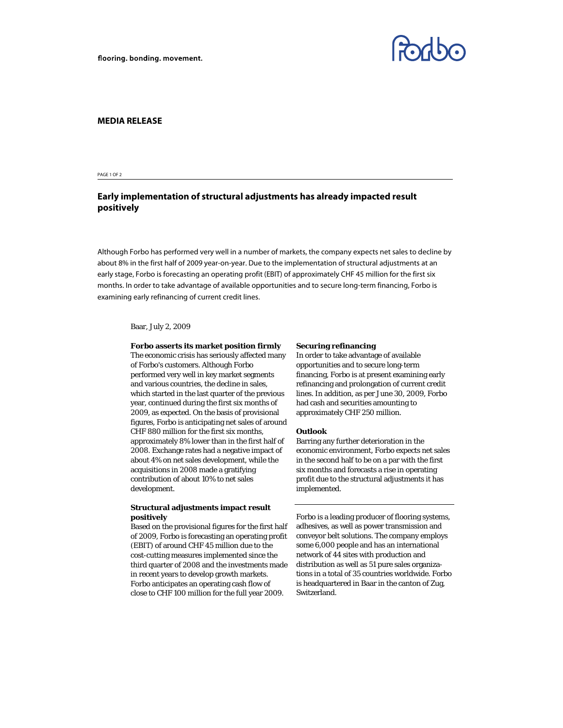flooring. bonding. movement.

**MEDIA RELEASE**

# Early implementation of structural adjustments has already impacted result positively

Although Forbo has performed very well in a number of markets, the company expects net sales to decline by about 8% in the first half of 2009 year-on-year. Due to the implementation of structural adjustments at an early stage, Forbo is forecasting an operating profit (EBIT) of approximately CHF 45 million for the first six months. In order to take advantage of available opportunities and to secure long-term financing, Forbo is examining early refinancing of current credit lines.

Baar, July 2, 2009

**Forbo asserts its market position firmly**
The economic crisis has seriously affected many of Forbo's customers. Although Forbo performed very well in key market segments and various countries, the decline in sales, which started in the last quarter of the previous year, continued during the first six months of 2009, as expected. On the basis of provisional figures, Forbo is anticipating net sales of around CHF 880 million for the first six months, approximately 8% lower than in the first half of 2008. Exchange rates had a negative impact of about 4% on net sales development, while the acquisitions in 2008 made a gratifying contribution of about 10% to net sales development.

**Structural adjustments impact result positively**
Based on the provisional figures for the first half of 2009, Forbo is forecasting an operating profit (EBIT) of around CHF 45 million due to the cost-cutting measures implemented since the third quarter of 2008 and the investments made in recent years to develop growth markets. Forbo anticipates an operating cash flow of close to CHF 100 million for the full year 2009.

**Securing refinancing**
In order to take advantage of available opportunities and to secure long-term financing, Forbo is at present examining early refinancing and prolongation of current credit lines. In addition, as per June 30, 2009, Forbo had cash and securities amounting to approximately CHF 250 million.

**Outlook**
Barring any further deterioration in the economic environment, Forbo expects net sales in the second half to be on a par with the first six months and forecasts a rise in operating profit due to the structural adjustments it has implemented.

---

Forbo is a leading producer of flooring systems, adhesives, as well as power transmission and conveyor belt solutions. The company employs some 6,000 people and has an international network of 44 sites with production and distribution as well as 51 pure sales organizations in a total of 35 countries worldwide. Forbo is headquartered in Baar in the canton of Zug, Switzerland.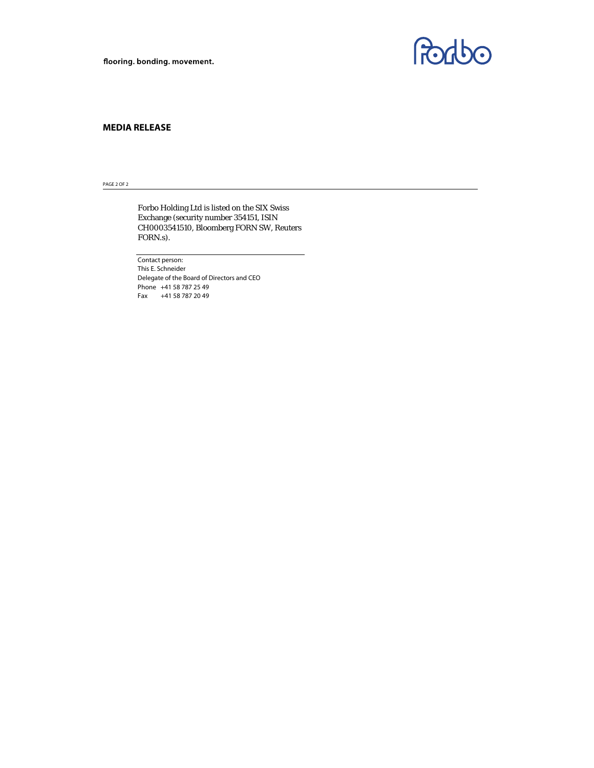Forbo Holding Ltd is listed on the SIX Swiss Exchange (security number 354151, ISIN CH0003541510, Bloomberg FORN SW, Reuters FORN.s).

---

Contact person:
This E. Schneider
Delegate of the Board of Directors and CEO
Phone +41 58 787 25 49
Fax +41 58 787 20 49